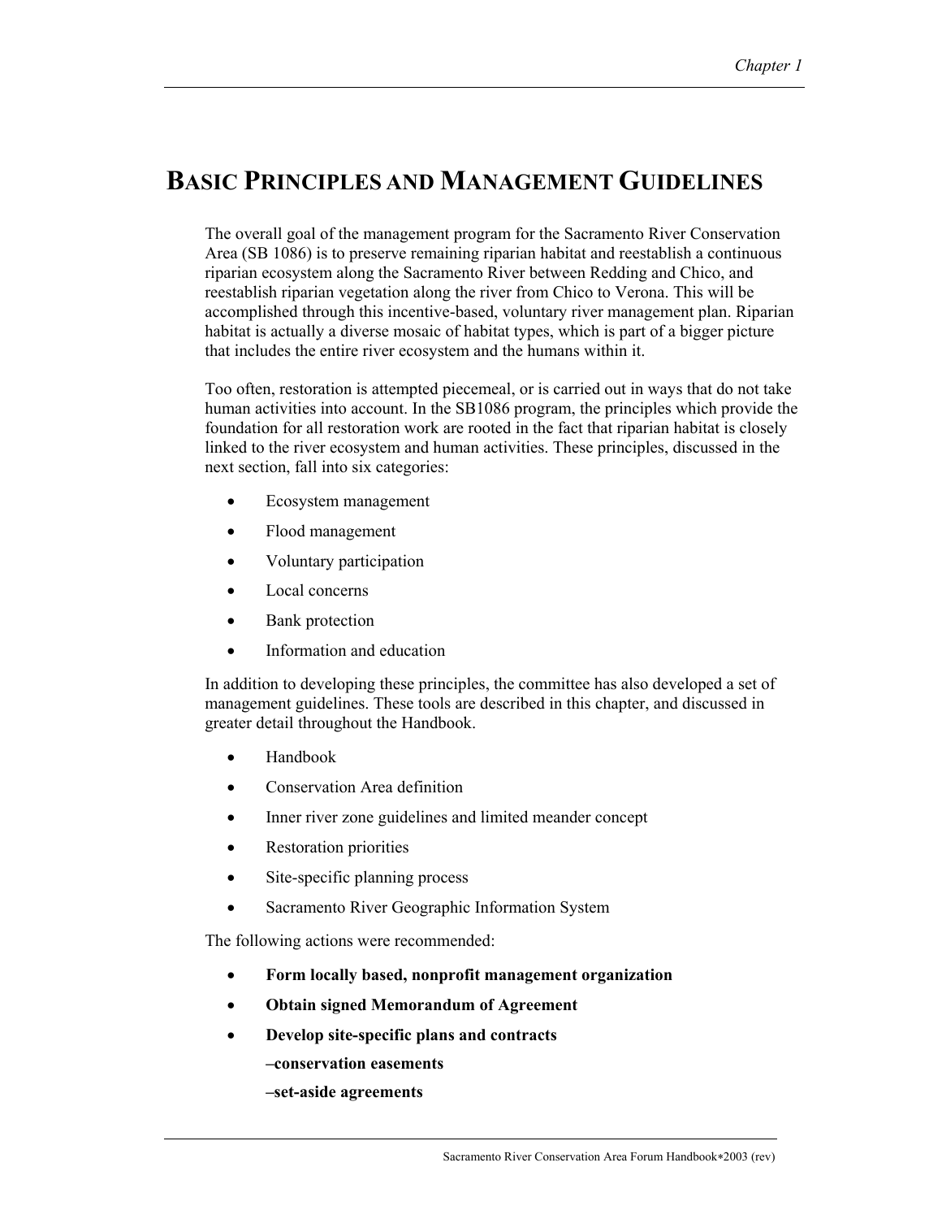# BASIC PRINCIPLES AND MANAGEMENT GUIDELINES

The overall goal of the management program for the Sacramento River Conservation Area (SB 1086) is to preserve remaining riparian habitat and reestablish a continuous riparian ecosystem along the Sacramento River between Redding and Chico, and reestablish riparian vegetation along the river from Chico to Verona. This will be accomplished through this incentive-based, voluntary river management plan. Riparian habitat is actually a diverse mosaic of habitat types, which is part of a bigger picture that includes the entire river ecosystem and the humans within it.

Too often, restoration is attempted piecemeal, or is carried out in ways that do not take human activities into account. In the SB1086 program, the principles which provide the foundation for all restoration work are rooted in the fact that riparian habitat is closely linked to the river ecosystem and human activities. These principles, discussed in the next section, fall into six categories:

- Ecosystem management
- Flood management
- Voluntary participation
- Local concerns
- Bank protection
- Information and education

In addition to developing these principles, the committee has also developed a set of management guidelines. These tools are described in this chapter, and discussed in greater detail throughout the Handbook.

- Handbook
- Conservation Area definition
- Inner river zone guidelines and limited meander concept
- Restoration priorities
- Site-specific planning process
- Sacramento River Geographic Information System

The following actions were recommended:

- **Form locally based, nonprofit management organization**
- **Obtain signed Memorandum of Agreement**
- **Develop site-specific plans and contracts**
  - **–conservation easements**
  - **–set-aside agreements**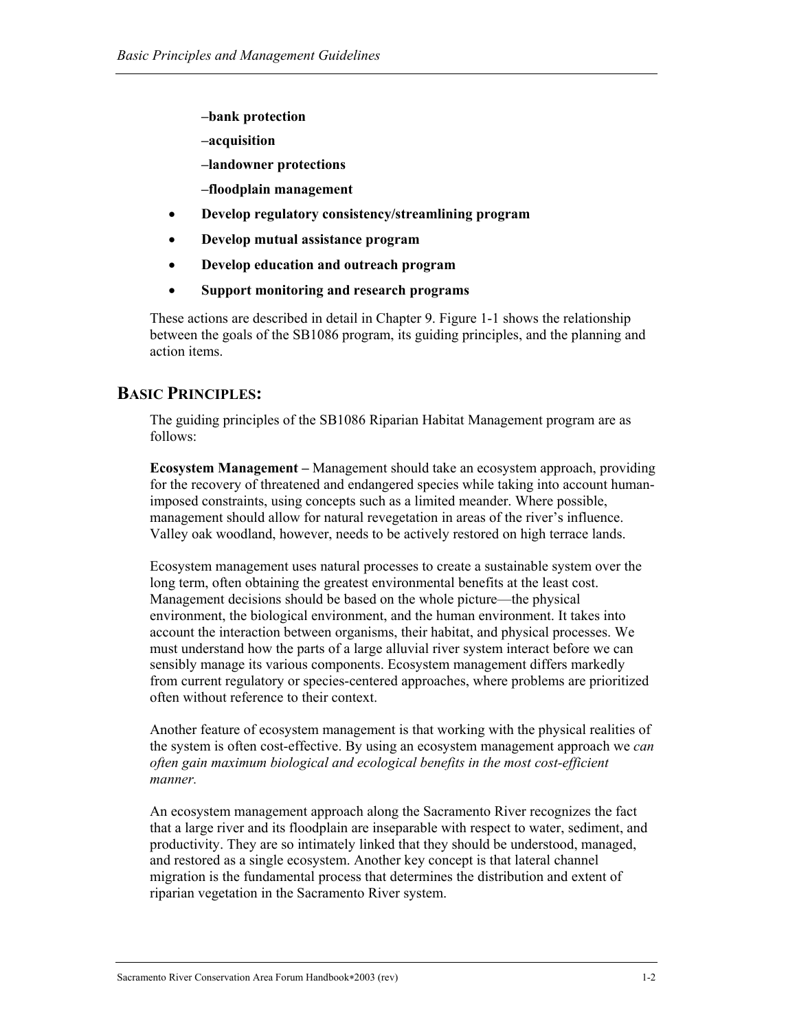**–bank protection**

**–acquisition**

**–landowner protections**

**–floodplain management**

- **Develop regulatory consistency/streamlining program**
- **Develop mutual assistance program**
- **Develop education and outreach program**
- **Support monitoring and research programs**

These actions are described in detail in Chapter 9. Figure 1-1 shows the relationship between the goals of the SB1086 program, its guiding principles, and the planning and action items.

## BASIC PRINCIPLES:

The guiding principles of the SB1086 Riparian Habitat Management program are as follows:

**Ecosystem Management –** Management should take an ecosystem approach, providing for the recovery of threatened and endangered species while taking into account human-imposed constraints, using concepts such as a limited meander. Where possible, management should allow for natural revegetation in areas of the river's influence. Valley oak woodland, however, needs to be actively restored on high terrace lands.

Ecosystem management uses natural processes to create a sustainable system over the long term, often obtaining the greatest environmental benefits at the least cost. Management decisions should be based on the whole picture—the physical environment, the biological environment, and the human environment. It takes into account the interaction between organisms, their habitat, and physical processes. We must understand how the parts of a large alluvial river system interact before we can sensibly manage its various components. Ecosystem management differs markedly from current regulatory or species-centered approaches, where problems are prioritized often without reference to their context.

Another feature of ecosystem management is that working with the physical realities of the system is often cost-effective. By using an ecosystem management approach we *can often gain maximum biological and ecological benefits in the most cost-efficient manner.*

An ecosystem management approach along the Sacramento River recognizes the fact that a large river and its floodplain are inseparable with respect to water, sediment, and productivity. They are so intimately linked that they should be understood, managed, and restored as a single ecosystem. Another key concept is that lateral channel migration is the fundamental process that determines the distribution and extent of riparian vegetation in the Sacramento River system.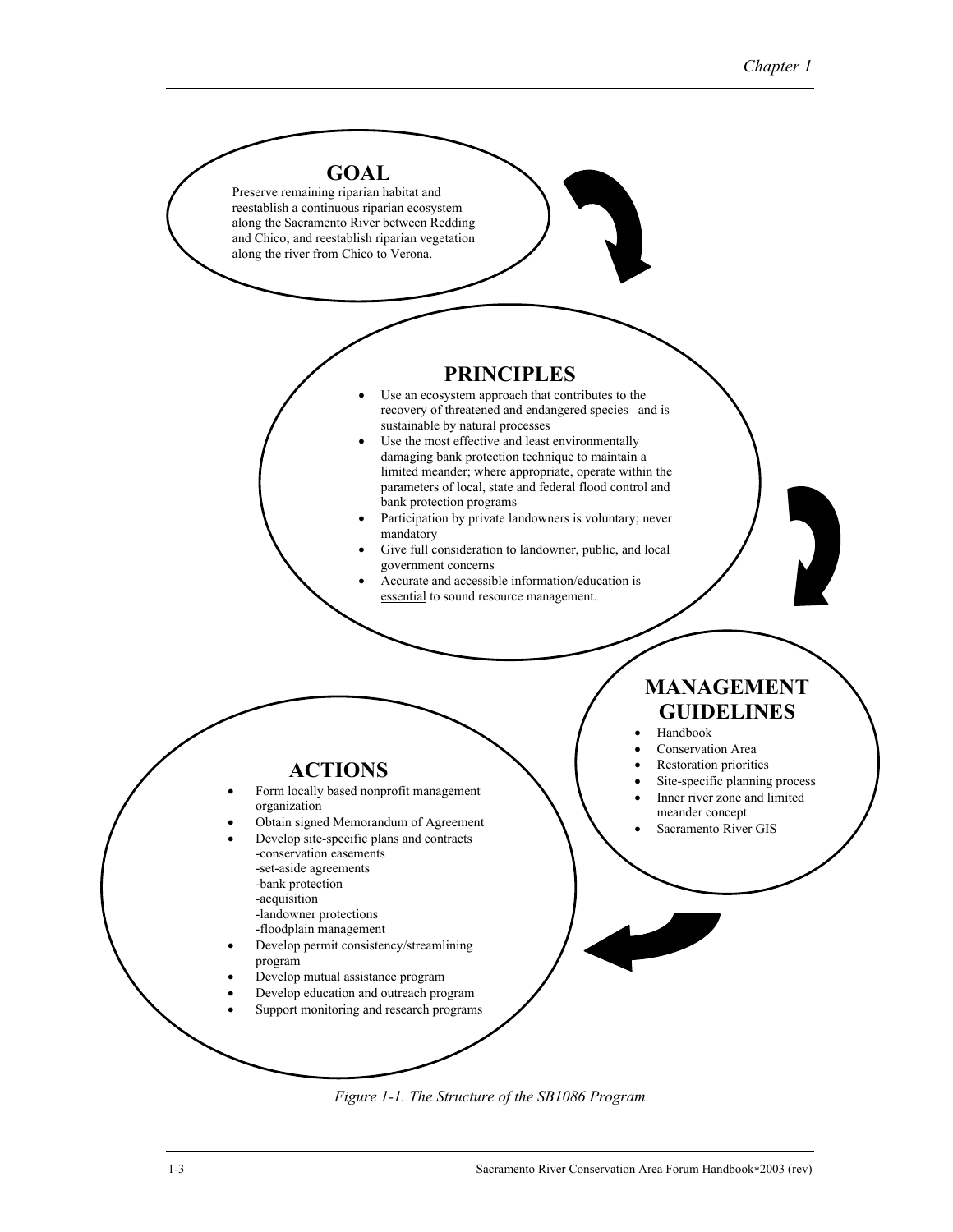## GOAL

Preserve remaining riparian habitat and reestablish a continuous riparian ecosystem along the Sacramento River between Redding and Chico; and reestablish riparian vegetation along the river from Chico to Verona.

## PRINCIPLES

- Use an ecosystem approach that contributes to the recovery of threatened and endangered species and is sustainable by natural processes
- Use the most effective and least environmentally damaging bank protection technique to maintain a limited meander; where appropriate, operate within the parameters of local, state and federal flood control and bank protection programs
- Participation by private landowners is voluntary; never mandatory
- Give full consideration to landowner, public, and local government concerns
- Accurate and accessible information/education is essential to sound resource management.

## MANAGEMENT GUIDELINES

- Handbook
- Conservation Area
- Restoration priorities
- Site-specific planning process
- Inner river zone and limited meander concept
- Sacramento River GIS

## ACTIONS

- Form locally based nonprofit management organization
- Obtain signed Memorandum of Agreement
- Develop site-specific plans and contracts
  - -conservation easements
  - -set-aside agreements
  - -bank protection
  - -acquisition
  - -landowner protections
  - -floodplain management
- Develop permit consistency/streamlining program
- Develop mutual assistance program
- Develop education and outreach program
- Support monitoring and research programs

*Figure 1-1. The Structure of the SB1086 Program*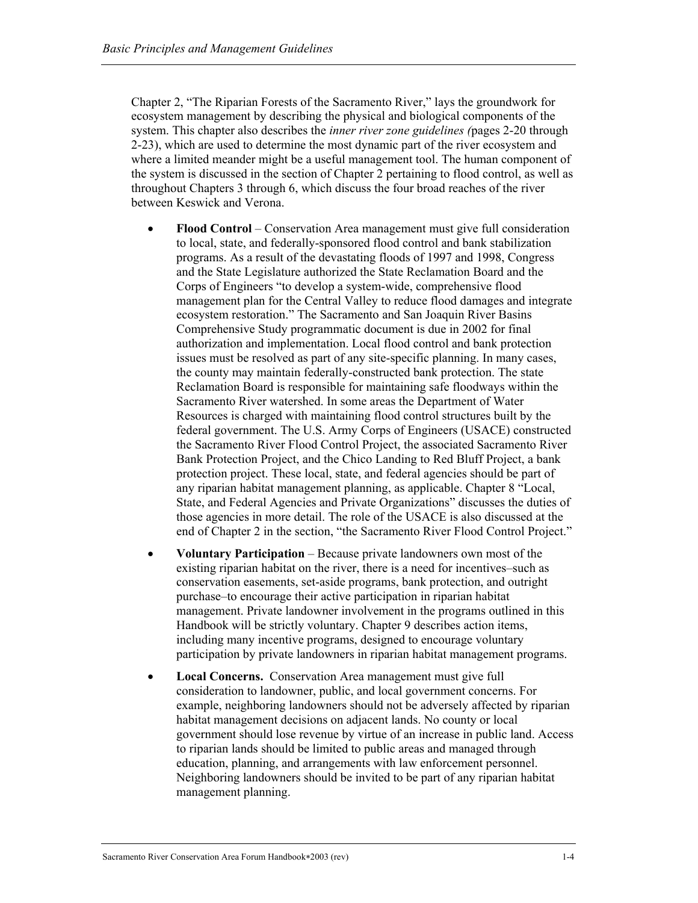Chapter 2, "The Riparian Forests of the Sacramento River," lays the groundwork for ecosystem management by describing the physical and biological components of the system. This chapter also describes the *inner river zone guidelines (*pages 2-20 through 2-23), which are used to determine the most dynamic part of the river ecosystem and where a limited meander might be a useful management tool. The human component of the system is discussed in the section of Chapter 2 pertaining to flood control, as well as throughout Chapters 3 through 6, which discuss the four broad reaches of the river between Keswick and Verona.

- **Flood Control** – Conservation Area management must give full consideration to local, state, and federally-sponsored flood control and bank stabilization programs. As a result of the devastating floods of 1997 and 1998, Congress and the State Legislature authorized the State Reclamation Board and the Corps of Engineers "to develop a system-wide, comprehensive flood management plan for the Central Valley to reduce flood damages and integrate ecosystem restoration." The Sacramento and San Joaquin River Basins Comprehensive Study programmatic document is due in 2002 for final authorization and implementation. Local flood control and bank protection issues must be resolved as part of any site-specific planning. In many cases, the county may maintain federally-constructed bank protection. The state Reclamation Board is responsible for maintaining safe floodways within the Sacramento River watershed. In some areas the Department of Water Resources is charged with maintaining flood control structures built by the federal government. The U.S. Army Corps of Engineers (USACE) constructed the Sacramento River Flood Control Project, the associated Sacramento River Bank Protection Project, and the Chico Landing to Red Bluff Project, a bank protection project. These local, state, and federal agencies should be part of any riparian habitat management planning, as applicable. Chapter 8 "Local, State, and Federal Agencies and Private Organizations" discusses the duties of those agencies in more detail. The role of the USACE is also discussed at the end of Chapter 2 in the section, "the Sacramento River Flood Control Project."

- **Voluntary Participation** – Because private landowners own most of the existing riparian habitat on the river, there is a need for incentives–such as conservation easements, set-aside programs, bank protection, and outright purchase–to encourage their active participation in riparian habitat management. Private landowner involvement in the programs outlined in this Handbook will be strictly voluntary. Chapter 9 describes action items, including many incentive programs, designed to encourage voluntary participation by private landowners in riparian habitat management programs.

- **Local Concerns.** Conservation Area management must give full consideration to landowner, public, and local government concerns. For example, neighboring landowners should not be adversely affected by riparian habitat management decisions on adjacent lands. No county or local government should lose revenue by virtue of an increase in public land. Access to riparian lands should be limited to public areas and managed through education, planning, and arrangements with law enforcement personnel. Neighboring landowners should be invited to be part of any riparian habitat management planning.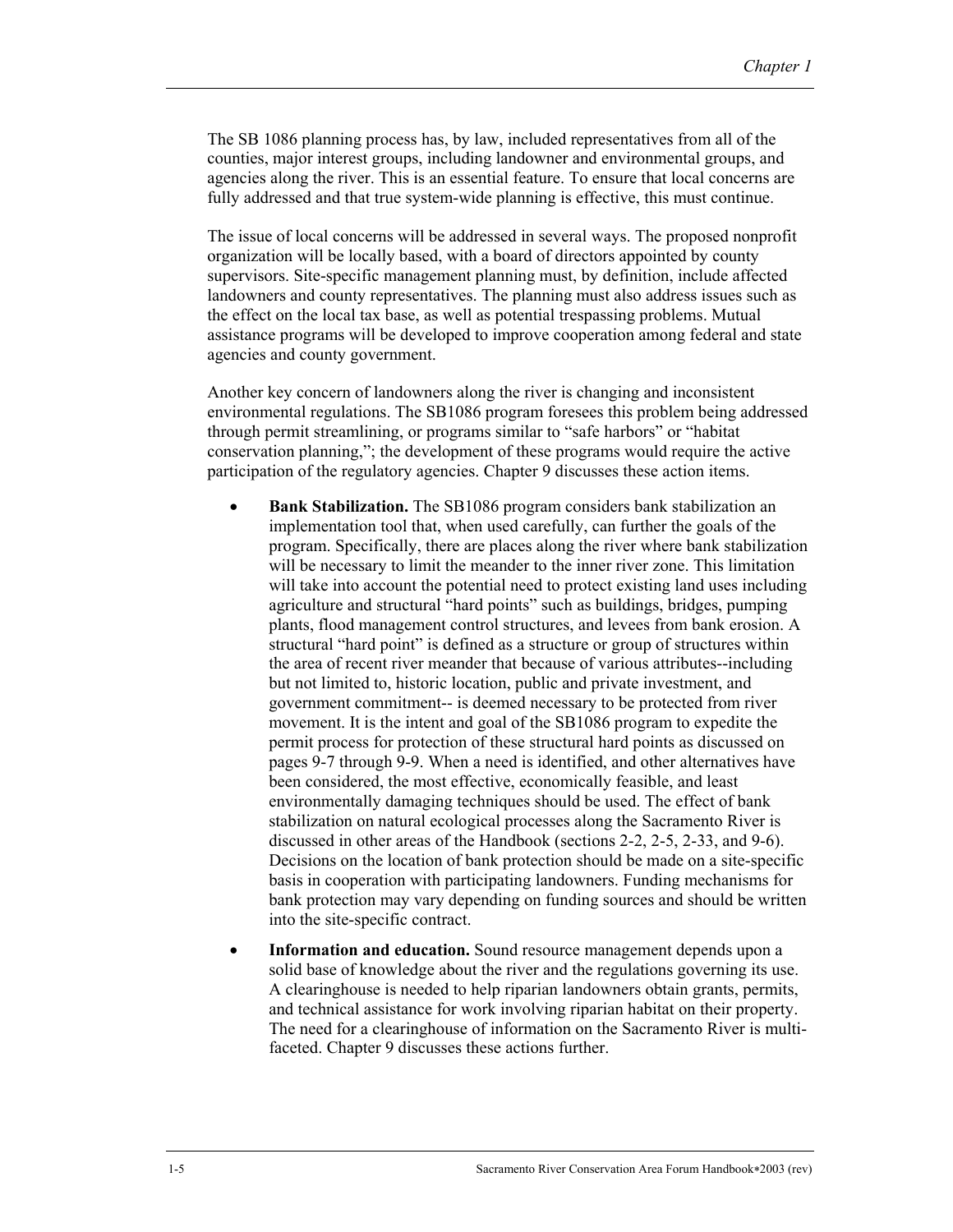The SB 1086 planning process has, by law, included representatives from all of the counties, major interest groups, including landowner and environmental groups, and agencies along the river. This is an essential feature. To ensure that local concerns are fully addressed and that true system-wide planning is effective, this must continue.

The issue of local concerns will be addressed in several ways. The proposed nonprofit organization will be locally based, with a board of directors appointed by county supervisors. Site-specific management planning must, by definition, include affected landowners and county representatives. The planning must also address issues such as the effect on the local tax base, as well as potential trespassing problems. Mutual assistance programs will be developed to improve cooperation among federal and state agencies and county government.

Another key concern of landowners along the river is changing and inconsistent environmental regulations. The SB1086 program foresees this problem being addressed through permit streamlining, or programs similar to "safe harbors" or "habitat conservation planning,"; the development of these programs would require the active participation of the regulatory agencies. Chapter 9 discusses these action items.

- **Bank Stabilization.** The SB1086 program considers bank stabilization an implementation tool that, when used carefully, can further the goals of the program. Specifically, there are places along the river where bank stabilization will be necessary to limit the meander to the inner river zone. This limitation will take into account the potential need to protect existing land uses including agriculture and structural "hard points" such as buildings, bridges, pumping plants, flood management control structures, and levees from bank erosion. A structural "hard point" is defined as a structure or group of structures within the area of recent river meander that because of various attributes--including but not limited to, historic location, public and private investment, and government commitment-- is deemed necessary to be protected from river movement. It is the intent and goal of the SB1086 program to expedite the permit process for protection of these structural hard points as discussed on pages 9-7 through 9-9. When a need is identified, and other alternatives have been considered, the most effective, economically feasible, and least environmentally damaging techniques should be used. The effect of bank stabilization on natural ecological processes along the Sacramento River is discussed in other areas of the Handbook (sections 2-2, 2-5, 2-33, and 9-6). Decisions on the location of bank protection should be made on a site-specific basis in cooperation with participating landowners. Funding mechanisms for bank protection may vary depending on funding sources and should be written into the site-specific contract.
- **Information and education.** Sound resource management depends upon a solid base of knowledge about the river and the regulations governing its use. A clearinghouse is needed to help riparian landowners obtain grants, permits, and technical assistance for work involving riparian habitat on their property. The need for a clearinghouse of information on the Sacramento River is multi-faceted. Chapter 9 discusses these actions further.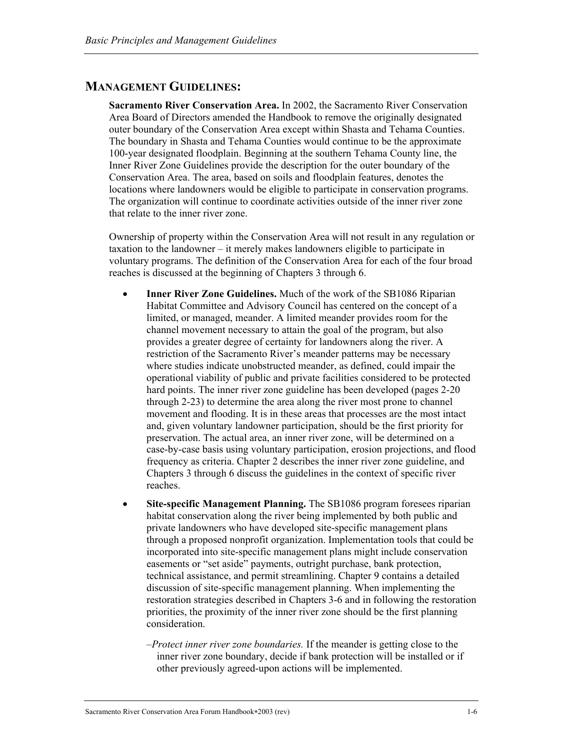## MANAGEMENT GUIDELINES:

**Sacramento River Conservation Area.** In 2002, the Sacramento River Conservation Area Board of Directors amended the Handbook to remove the originally designated outer boundary of the Conservation Area except within Shasta and Tehama Counties. The boundary in Shasta and Tehama Counties would continue to be the approximate 100-year designated floodplain. Beginning at the southern Tehama County line, the Inner River Zone Guidelines provide the description for the outer boundary of the Conservation Area. The area, based on soils and floodplain features, denotes the locations where landowners would be eligible to participate in conservation programs. The organization will continue to coordinate activities outside of the inner river zone that relate to the inner river zone.

Ownership of property within the Conservation Area will not result in any regulation or taxation to the landowner – it merely makes landowners eligible to participate in voluntary programs. The definition of the Conservation Area for each of the four broad reaches is discussed at the beginning of Chapters 3 through 6.

- **Inner River Zone Guidelines.** Much of the work of the SB1086 Riparian Habitat Committee and Advisory Council has centered on the concept of a limited, or managed, meander. A limited meander provides room for the channel movement necessary to attain the goal of the program, but also provides a greater degree of certainty for landowners along the river. A restriction of the Sacramento River's meander patterns may be necessary where studies indicate unobstructed meander, as defined, could impair the operational viability of public and private facilities considered to be protected hard points. The inner river zone guideline has been developed (pages 2-20 through 2-23) to determine the area along the river most prone to channel movement and flooding. It is in these areas that processes are the most intact and, given voluntary landowner participation, should be the first priority for preservation. The actual area, an inner river zone, will be determined on a case-by-case basis using voluntary participation, erosion projections, and flood frequency as criteria. Chapter 2 describes the inner river zone guideline, and Chapters 3 through 6 discuss the guidelines in the context of specific river reaches.

- **Site-specific Management Planning.** The SB1086 program foresees riparian habitat conservation along the river being implemented by both public and private landowners who have developed site-specific management plans through a proposed nonprofit organization. Implementation tools that could be incorporated into site-specific management plans might include conservation easements or "set aside" payments, outright purchase, bank protection, technical assistance, and permit streamlining. Chapter 9 contains a detailed discussion of site-specific management planning. When implementing the restoration strategies described in Chapters 3-6 and in following the restoration priorities, the proximity of the inner river zone should be the first planning consideration.

  –*Protect inner river zone boundaries.* If the meander is getting close to the inner river zone boundary, decide if bank protection will be installed or if other previously agreed-upon actions will be implemented.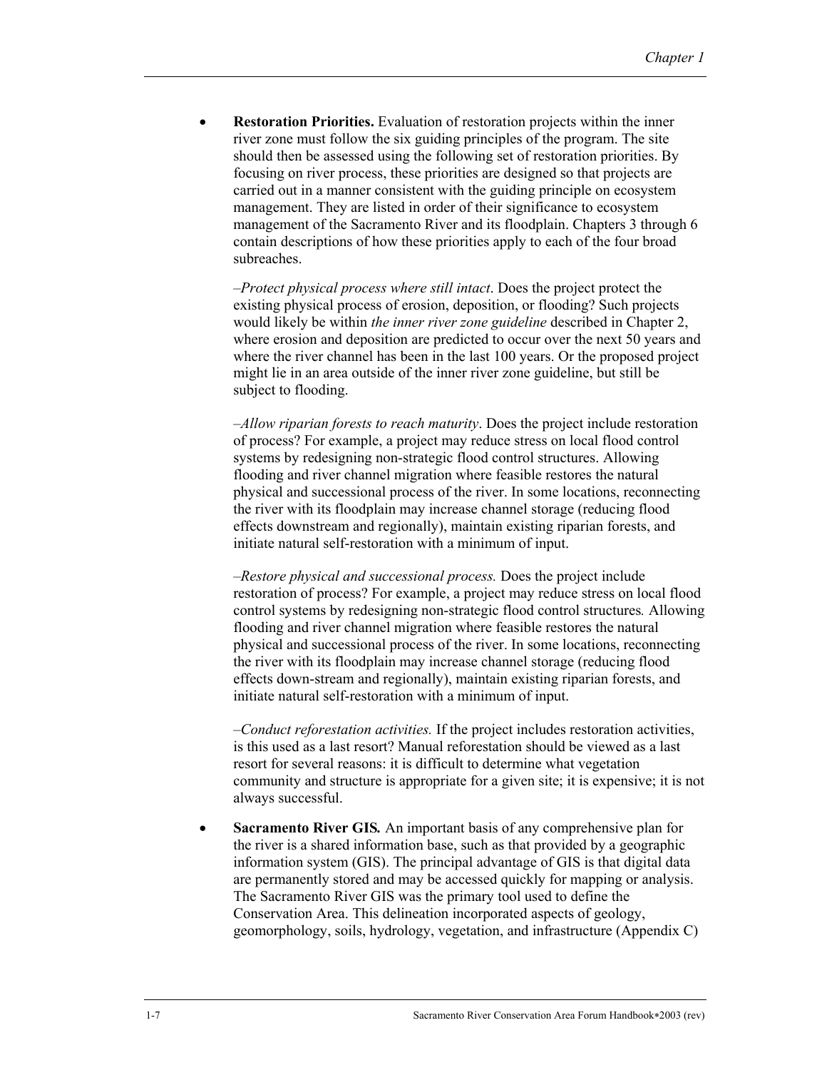- **Restoration Priorities.** Evaluation of restoration projects within the inner river zone must follow the six guiding principles of the program. The site should then be assessed using the following set of restoration priorities. By focusing on river process, these priorities are designed so that projects are carried out in a manner consistent with the guiding principle on ecosystem management. They are listed in order of their significance to ecosystem management of the Sacramento River and its floodplain. Chapters 3 through 6 contain descriptions of how these priorities apply to each of the four broad subreaches.

  –*Protect physical process where still intact*. Does the project protect the existing physical process of erosion, deposition, or flooding? Such projects would likely be within *the inner river zone guideline* described in Chapter 2, where erosion and deposition are predicted to occur over the next 50 years and where the river channel has been in the last 100 years. Or the proposed project might lie in an area outside of the inner river zone guideline, but still be subject to flooding.

  –*Allow riparian forests to reach maturity*. Does the project include restoration of process? For example, a project may reduce stress on local flood control systems by redesigning non-strategic flood control structures. Allowing flooding and river channel migration where feasible restores the natural physical and successional process of the river. In some locations, reconnecting the river with its floodplain may increase channel storage (reducing flood effects downstream and regionally), maintain existing riparian forests, and initiate natural self-restoration with a minimum of input.

  –*Restore physical and successional process.* Does the project include restoration of process? For example, a project may reduce stress on local flood control systems by redesigning non-strategic flood control structures*.* Allowing flooding and river channel migration where feasible restores the natural physical and successional process of the river. In some locations, reconnecting the river with its floodplain may increase channel storage (reducing flood effects down-stream and regionally), maintain existing riparian forests, and initiate natural self-restoration with a minimum of input.

  –*Conduct reforestation activities.* If the project includes restoration activities, is this used as a last resort? Manual reforestation should be viewed as a last resort for several reasons: it is difficult to determine what vegetation community and structure is appropriate for a given site; it is expensive; it is not always successful.

- **Sacramento River GIS***.* An important basis of any comprehensive plan for the river is a shared information base, such as that provided by a geographic information system (GIS). The principal advantage of GIS is that digital data are permanently stored and may be accessed quickly for mapping or analysis. The Sacramento River GIS was the primary tool used to define the Conservation Area. This delineation incorporated aspects of geology, geomorphology, soils, hydrology, vegetation, and infrastructure (Appendix C)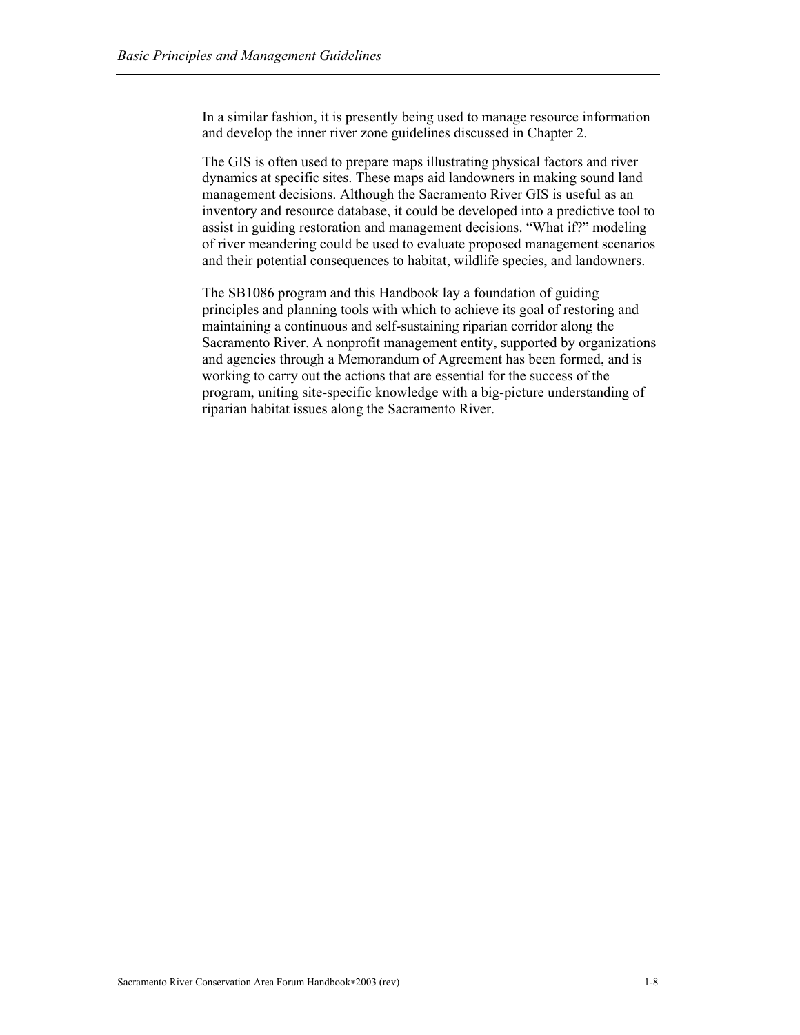In a similar fashion, it is presently being used to manage resource information and develop the inner river zone guidelines discussed in Chapter 2.

The GIS is often used to prepare maps illustrating physical factors and river dynamics at specific sites. These maps aid landowners in making sound land management decisions. Although the Sacramento River GIS is useful as an inventory and resource database, it could be developed into a predictive tool to assist in guiding restoration and management decisions. "What if?" modeling of river meandering could be used to evaluate proposed management scenarios and their potential consequences to habitat, wildlife species, and landowners.

The SB1086 program and this Handbook lay a foundation of guiding principles and planning tools with which to achieve its goal of restoring and maintaining a continuous and self-sustaining riparian corridor along the Sacramento River. A nonprofit management entity, supported by organizations and agencies through a Memorandum of Agreement has been formed, and is working to carry out the actions that are essential for the success of the program, uniting site-specific knowledge with a big-picture understanding of riparian habitat issues along the Sacramento River.